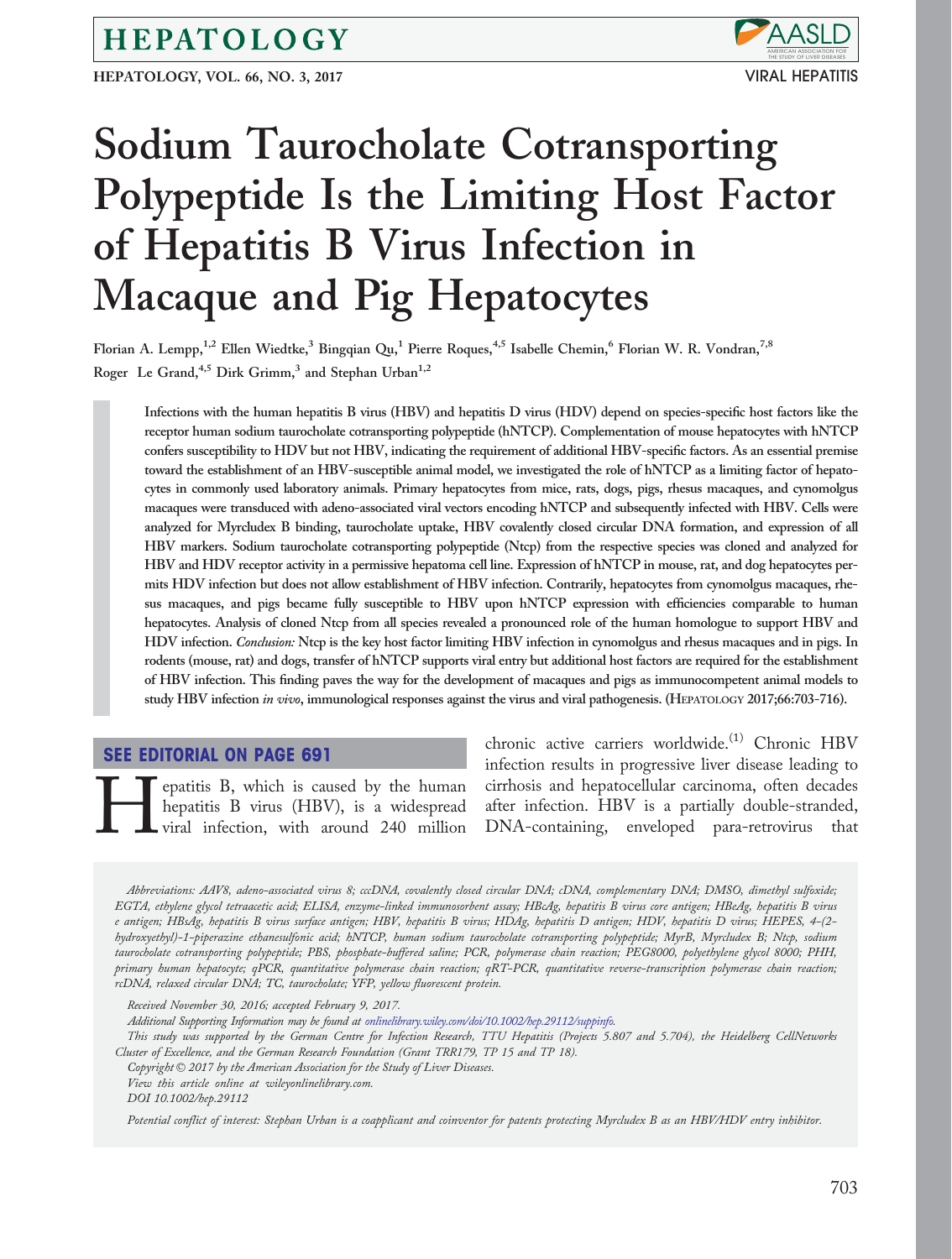# Sodium Taurocholate Cotransporting Polypeptide Is the Limiting Host Factor of Hepatitis B Virus Infection in Macaque and Pig Hepatocytes

Florian A. Lempp,[1,2] Ellen Wiedtke,[3] Bingqian Qu,[1] Pierre Roques,[4,5] Isabelle Chemin,[6] Florian W. R. Vondran,[7,8] Roger Le Grand,[4,5] Dirk Grimm,[3] and Stephan Urban[1,2]

**Infections with the human hepatitis B virus (HBV) and hepatitis D virus (HDV) depend on species-specific host factors like the receptor human sodium taurocholate cotransporting polypeptide (hNTCP). Complementation of mouse hepatocytes with hNTCP confers susceptibility to HDV but not HBV, indicating the requirement of additional HBV-specific factors. As an essential premise toward the establishment of an HBV-susceptible animal model, we investigated the role of hNTCP as a limiting factor of hepatocytes in commonly used laboratory animals. Primary hepatocytes from mice, rats, dogs, pigs, rhesus macaques, and cynomolgus macaques were transduced with adeno-associated viral vectors encoding hNTCP and subsequently infected with HBV. Cells were analyzed for Myrcludex B binding, taurocholate uptake, HBV covalently closed circular DNA formation, and expression of all HBV markers. Sodium taurocholate cotransporting polypeptide (Ntcp) from the respective species was cloned and analyzed for HBV and HDV receptor activity in a permissive hepatoma cell line. Expression of hNTCP in mouse, rat, and dog hepatocytes permits HDV infection but does not allow establishment of HBV infection. Contrarily, hepatocytes from cynomolgus macaques, rhesus macaques, and pigs became fully susceptible to HBV upon hNTCP expression with efficiencies comparable to human hepatocytes. Analysis of cloned Ntcp from all species revealed a pronounced role of the human homologue to support HBV and HDV infection. *Conclusion:* Ntcp is the key host factor limiting HBV infection in cynomolgus and rhesus macaques and in pigs. In rodents (mouse, rat) and dogs, transfer of hNTCP supports viral entry but additional host factors are required for the establishment of HBV infection. This finding paves the way for the development of macaques and pigs as immunocompetent animal models to study HBV infection *in vivo*, immunological responses against the virus and viral pathogenesis. (Hepatology 2017;66:703-716).**

**SEE EDITORIAL ON PAGE 691**

Hepatitis B, which is caused by the human hepatitis B virus (HBV), is a widespread viral infection, with around 240 million chronic active carriers worldwide.[1] Chronic HBV infection results in progressive liver disease leading to cirrhosis and hepatocellular carcinoma, often decades after infection. HBV is a partially double-stranded, DNA-containing, enveloped para-retrovirus that

*Abbreviations: AAV8, adeno-associated virus 8; cccDNA, covalently closed circular DNA; cDNA, complementary DNA; DMSO, dimethyl sulfoxide; EGTA, ethylene glycol tetraacetic acid; ELISA, enzyme-linked immunosorbent assay; HBcAg, hepatitis B virus core antigen; HBeAg, hepatitis B virus e antigen; HBsAg, hepatitis B virus surface antigen; HBV, hepatitis B virus; HDAg, hepatitis D antigen; HDV, hepatitis D virus; HEPES, 4-(2-hydroxyethyl)-1-piperazine ethanesulfonic acid; hNTCP, human sodium taurocholate cotransporting polypeptide; MyrB, Myrcludex B; Ntcp, sodium taurocholate cotransporting polypeptide; PBS, phosphate-buffered saline; PCR, polymerase chain reaction; PEG8000, polyethylene glycol 8000; PHH, primary human hepatocyte; qPCR, quantitative polymerase chain reaction; qRT-PCR, quantitative reverse-transcription polymerase chain reaction; rcDNA, relaxed circular DNA; TC, taurocholate; YFP, yellow fluorescent protein.*

*Received November 30, 2016; accepted February 9, 2017.*

*Additional Supporting Information may be found at onlinelibrary.wiley.com/doi/10.1002/hep.29112/suppinfo.*

*This study was supported by the German Centre for Infection Research, TTU Hepatitis (Projects 5.807 and 5.704), the Heidelberg CellNetworks Cluster of Excellence, and the German Research Foundation (Grant TRR179, TP 15 and TP 18).*

*Copyright © 2017 by the American Association for the Study of Liver Diseases.*

*View this article online at wileyonlinelibrary.com.*

*DOI 10.1002/hep.29112*

*Potential conflict of interest: Stephan Urban is a coapplicant and coinventor for patents protecting Myrcludex B as an HBV/HDV entry inhibitor.*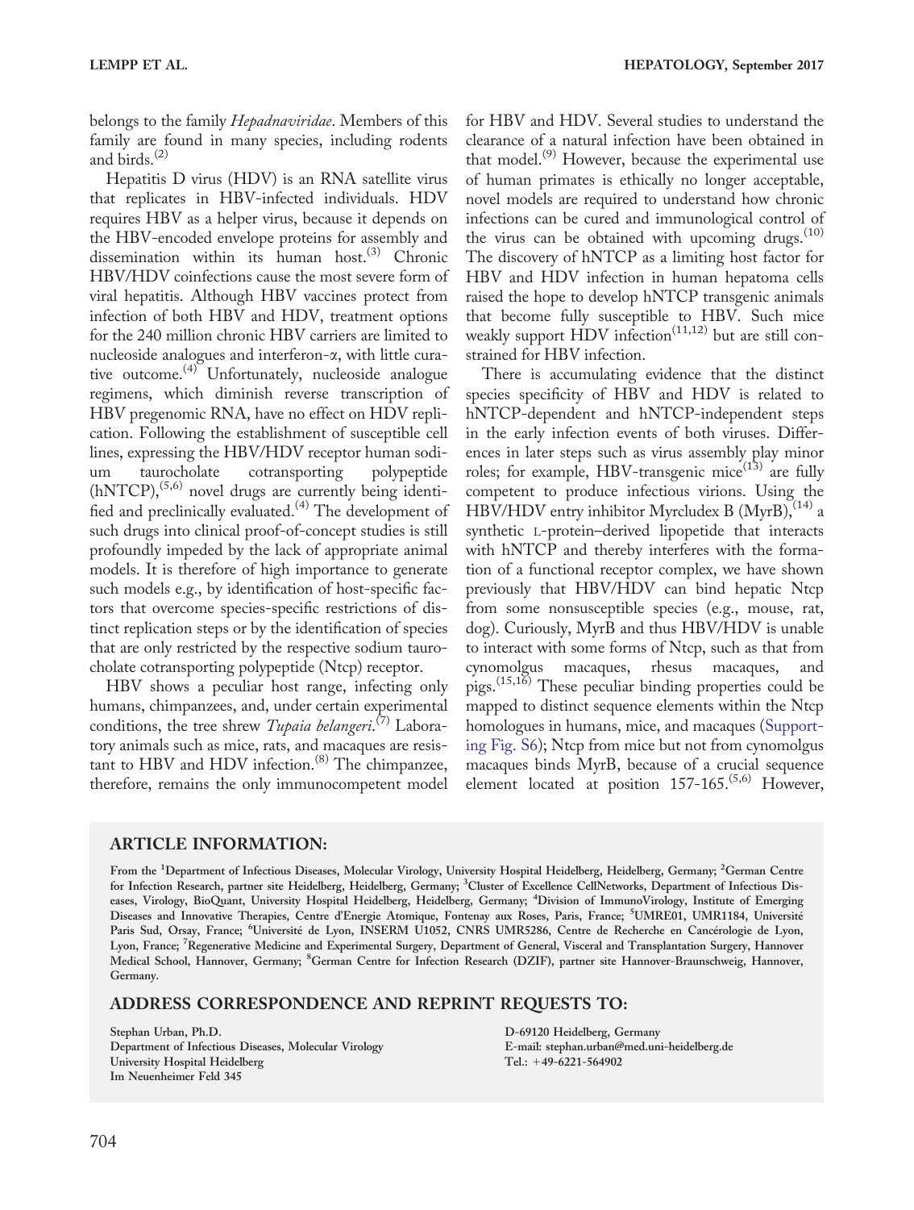belongs to the family *Hepadnaviridae*. Members of this family are found in many species, including rodents and birds.[2]

Hepatitis D virus (HDV) is an RNA satellite virus that replicates in HBV-infected individuals. HDV requires HBV as a helper virus, because it depends on the HBV-encoded envelope proteins for assembly and dissemination within its human host.[3] Chronic HBV/HDV coinfections cause the most severe form of viral hepatitis. Although HBV vaccines protect from infection of both HBV and HDV, treatment options for the 240 million chronic HBV carriers are limited to nucleoside analogues and interferon-α, with little curative outcome.[4] Unfortunately, nucleoside analogue regimens, which diminish reverse transcription of HBV pregenomic RNA, have no effect on HDV replication. Following the establishment of susceptible cell lines, expressing the HBV/HDV receptor human sodium taurocholate cotransporting polypeptide (hNTCP),[5,6] novel drugs are currently being identified and preclinically evaluated.[4] The development of such drugs into clinical proof-of-concept studies is still profoundly impeded by the lack of appropriate animal models. It is therefore of high importance to generate such models e.g., by identification of host-specific factors that overcome species-specific restrictions of distinct replication steps or by the identification of species that are only restricted by the respective sodium taurocholate cotransporting polypeptide (Ntcp) receptor.

HBV shows a peculiar host range, infecting only humans, chimpanzees, and, under certain experimental conditions, the tree shrew *Tupaia belangeri*.[7] Laboratory animals such as mice, rats, and macaques are resistant to HBV and HDV infection.[8] The chimpanzee, therefore, remains the only immunocompetent model for HBV and HDV. Several studies to understand the clearance of a natural infection have been obtained in that model.[9] However, because the experimental use of human primates is ethically no longer acceptable, novel models are required to understand how chronic infections can be cured and immunological control of the virus can be obtained with upcoming drugs.[10] The discovery of hNTCP as a limiting host factor for HBV and HDV infection in human hepatoma cells raised the hope to develop hNTCP transgenic animals that become fully susceptible to HBV. Such mice weakly support HDV infection[11,12] but are still constrained for HBV infection.

There is accumulating evidence that the distinct species specificity of HBV and HDV is related to hNTCP-dependent and hNTCP-independent steps in the early infection events of both viruses. Differences in later steps such as virus assembly play minor roles; for example, HBV-transgenic mice[13] are fully competent to produce infectious virions. Using the HBV/HDV entry inhibitor Myrcludex B (MyrB),[14] a synthetic L-protein–derived lipopetide that interacts with hNTCP and thereby interferes with the formation of a functional receptor complex, we have shown previously that HBV/HDV can bind hepatic Ntcp from some nonsusceptible species (e.g., mouse, rat, dog). Curiously, MyrB and thus HBV/HDV is unable to interact with some forms of Ntcp, such as that from cynomolgus macaques, rhesus macaques, and pigs.[15,16] These peculiar binding properties could be mapped to distinct sequence elements within the Ntcp homologues in humans, mice, and macaques (Supporting Fig. S6); Ntcp from mice but not from cynomolgus macaques binds MyrB, because of a crucial sequence element located at position 157-165.[5,6] However,

## ARTICLE INFORMATION:

From the [1]Department of Infectious Diseases, Molecular Virology, University Hospital Heidelberg, Heidelberg, Germany; [2]German Centre for Infection Research, partner site Heidelberg, Heidelberg, Germany; [3]Cluster of Excellence CellNetworks, Department of Infectious Diseases, Virology, BioQuant, University Hospital Heidelberg, Heidelberg, Germany; [4]Division of ImmunoVirology, Institute of Emerging Diseases and Innovative Therapies, Centre d'Energie Atomique, Fontenay aux Roses, Paris, France; [5]UMRE01, UMR1184, Université Paris Sud, Orsay, France; [6]Université de Lyon, INSERM U1052, CNRS UMR5286, Centre de Recherche en Cancérologie de Lyon, Lyon, France; [7]Regenerative Medicine and Experimental Surgery, Department of General, Visceral and Transplantation Surgery, Hannover Medical School, Hannover, Germany; [8]German Centre for Infection Research (DZIF), partner site Hannover-Braunschweig, Hannover, Germany.

## ADDRESS CORRESPONDENCE AND REPRINT REQUESTS TO:

Stephan Urban, Ph.D.
Department of Infectious Diseases, Molecular Virology
University Hospital Heidelberg
Im Neuenheimer Feld 345
D-69120 Heidelberg, Germany
E-mail: stephan.urban@med.uni-heidelberg.de
Tel.: +49-6221-564902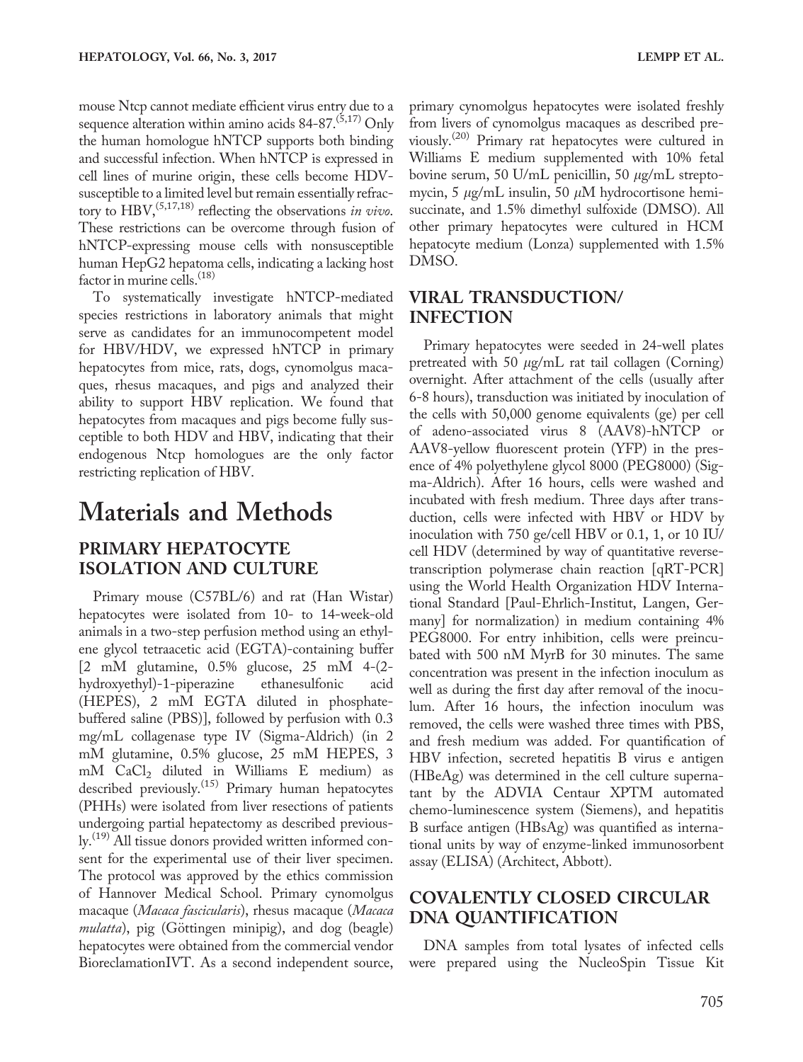mouse Ntcp cannot mediate efficient virus entry due to a sequence alteration within amino acids 84-87.[5,17] Only the human homologue hNTCP supports both binding and successful infection. When hNTCP is expressed in cell lines of murine origin, these cells become HDV-susceptible to a limited level but remain essentially refractory to HBV,[5,17,18] reflecting the observations *in vivo*. These restrictions can be overcome through fusion of hNTCP-expressing mouse cells with nonsusceptible human HepG2 hepatoma cells, indicating a lacking host factor in murine cells.[18]

To systematically investigate hNTCP-mediated species restrictions in laboratory animals that might serve as candidates for an immunocompetent model for HBV/HDV, we expressed hNTCP in primary hepatocytes from mice, rats, dogs, cynomolgus macaques, rhesus macaques, and pigs and analyzed their ability to support HBV replication. We found that hepatocytes from macaques and pigs become fully susceptible to both HDV and HBV, indicating that their endogenous Ntcp homologues are the only factor restricting replication of HBV.

# Materials and Methods

## PRIMARY HEPATOCYTE ISOLATION AND CULTURE

Primary mouse (C57BL/6) and rat (Han Wistar) hepatocytes were isolated from 10- to 14-week-old animals in a two-step perfusion method using an ethylene glycol tetraacetic acid (EGTA)-containing buffer [2 mM glutamine, 0.5% glucose, 25 mM 4-(2-hydroxyethyl)-1-piperazine ethanesulfonic acid (HEPES), 2 mM EGTA diluted in phosphate-buffered saline (PBS)], followed by perfusion with 0.3 mg/mL collagenase type IV (Sigma-Aldrich) (in 2 mM glutamine, 0.5% glucose, 25 mM HEPES, 3 mM $CaCl_2$ diluted in Williams E medium) as described previously.[15] Primary human hepatocytes (PHHs) were isolated from liver resections of patients undergoing partial hepatectomy as described previously.[19] All tissue donors provided written informed consent for the experimental use of their liver specimen. The protocol was approved by the ethics commission of Hannover Medical School. Primary cynomolgus macaque (*Macaca fascicularis*), rhesus macaque (*Macaca mulatta*), pig (Göttingen minipig), and dog (beagle) hepatocytes were obtained from the commercial vendor BioreclamationIVT. As a second independent source, primary cynomolgus hepatocytes were isolated freshly from livers of cynomolgus macaques as described previously.[20] Primary rat hepatocytes were cultured in Williams E medium supplemented with 10% fetal bovine serum, 50 U/mL penicillin, 50 $\mu$g/mL streptomycin, 5 $\mu$g/mL insulin, 50 $\mu$M hydrocortisone hemisuccinate, and 1.5% dimethyl sulfoxide (DMSO). All other primary hepatocytes were cultured in HCM hepatocyte medium (Lonza) supplemented with 1.5% DMSO.

## VIRAL TRANSDUCTION/INFECTION

Primary hepatocytes were seeded in 24-well plates pretreated with 50 $\mu$g/mL rat tail collagen (Corning) overnight. After attachment of the cells (usually after 6-8 hours), transduction was initiated by inoculation of the cells with 50,000 genome equivalents (ge) per cell of adeno-associated virus 8 (AAV8)-hNTCP or AAV8-yellow fluorescent protein (YFP) in the presence of 4% polyethylene glycol 8000 (PEG8000) (Sigma-Aldrich). After 16 hours, cells were washed and incubated with fresh medium. Three days after transduction, cells were infected with HBV or HDV by inoculation with 750 ge/cell HBV or 0.1, 1, or 10 IU/cell HDV (determined by way of quantitative reverse-transcription polymerase chain reaction [qRT-PCR] using the World Health Organization HDV International Standard [Paul-Ehrlich-Institut, Langen, Germany] for normalization) in medium containing 4% PEG8000. For entry inhibition, cells were preincubated with 500 nM MyrB for 30 minutes. The same concentration was present in the infection inoculum as well as during the first day after removal of the inoculum. After 16 hours, the infection inoculum was removed, the cells were washed three times with PBS, and fresh medium was added. For quantification of HBV infection, secreted hepatitis B virus e antigen (HBeAg) was determined in the cell culture supernatant by the ADVIA Centaur XPTM automated chemo-luminescence system (Siemens), and hepatitis B surface antigen (HBsAg) was quantified as international units by way of enzyme-linked immunosorbent assay (ELISA) (Architect, Abbott).

## COVALENTLY CLOSED CIRCULAR DNA QUANTIFICATION

DNA samples from total lysates of infected cells were prepared using the NucleoSpin Tissue Kit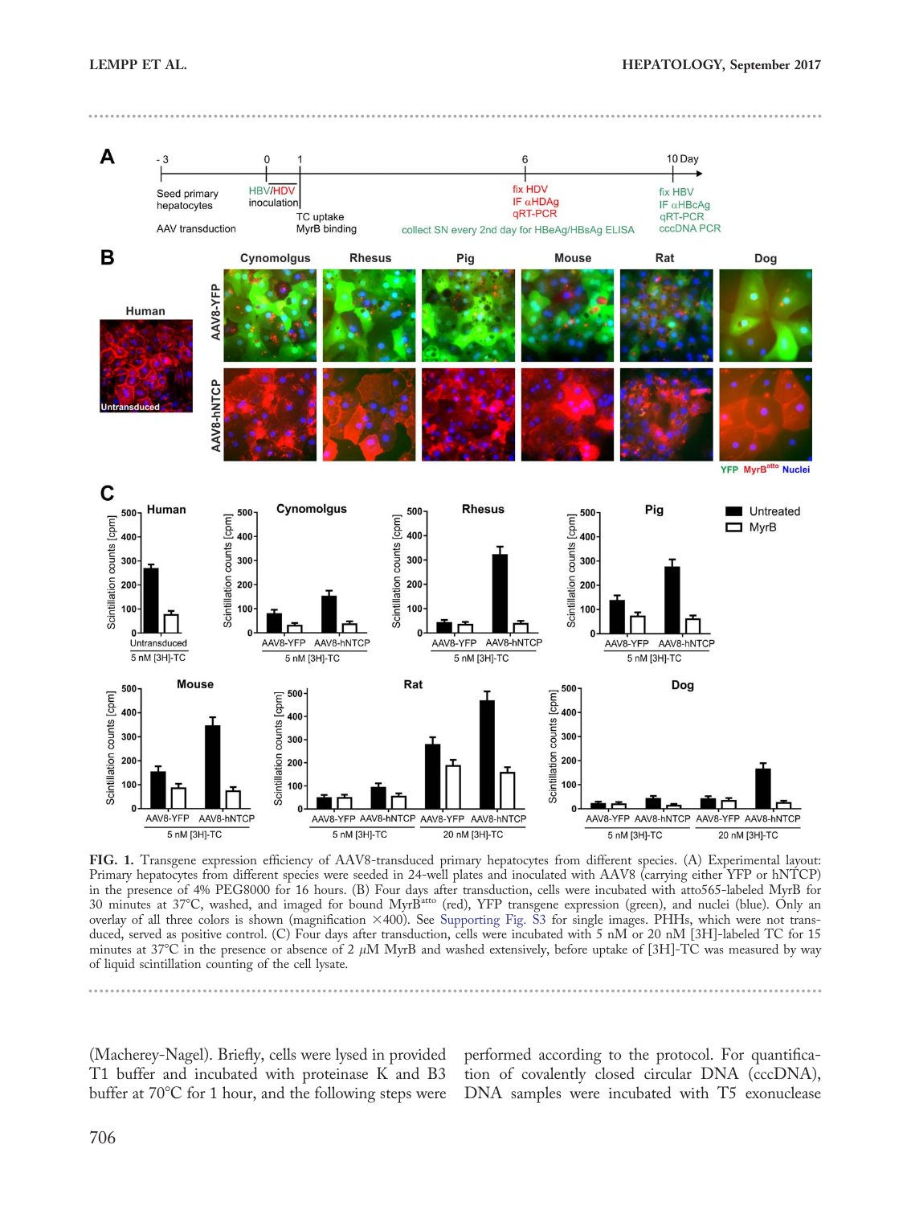**FIG. 1.** Transgene expression efficiency of AAV8-transduced primary hepatocytes from different species. (A) Experimental layout: Primary hepatocytes from different species were seeded in 24-well plates and inoculated with AAV8 (carrying either YFP or hNTCP) in the presence of 4% PEG8000 for 16 hours. (B) Four days after transduction, cells were incubated with atto565-labeled MyrB for 30 minutes at 37°C, washed, and imaged for bound MyrB$^{atto}$ (red), YFP transgene expression (green), and nuclei (blue). Only an overlay of all three colors is shown (magnification ×400). See Supporting Fig. S3 for single images. PHHs, which were not transduced, served as positive control. (C) Four days after transduction, cells were incubated with 5 nM or 20 nM [3H]-labeled TC for 15 minutes at 37°C in the presence or absence of 2 $\mu$M MyrB and washed extensively, before uptake of [3H]-TC was measured by way of liquid scintillation counting of the cell lysate.

(Macherey-Nagel). Briefly, cells were lysed in provided T1 buffer and incubated with proteinase K and B3 buffer at 70°C for 1 hour, and the following steps were performed according to the protocol. For quantification of covalently closed circular DNA (cccDNA), DNA samples were incubated with T5 exonuclease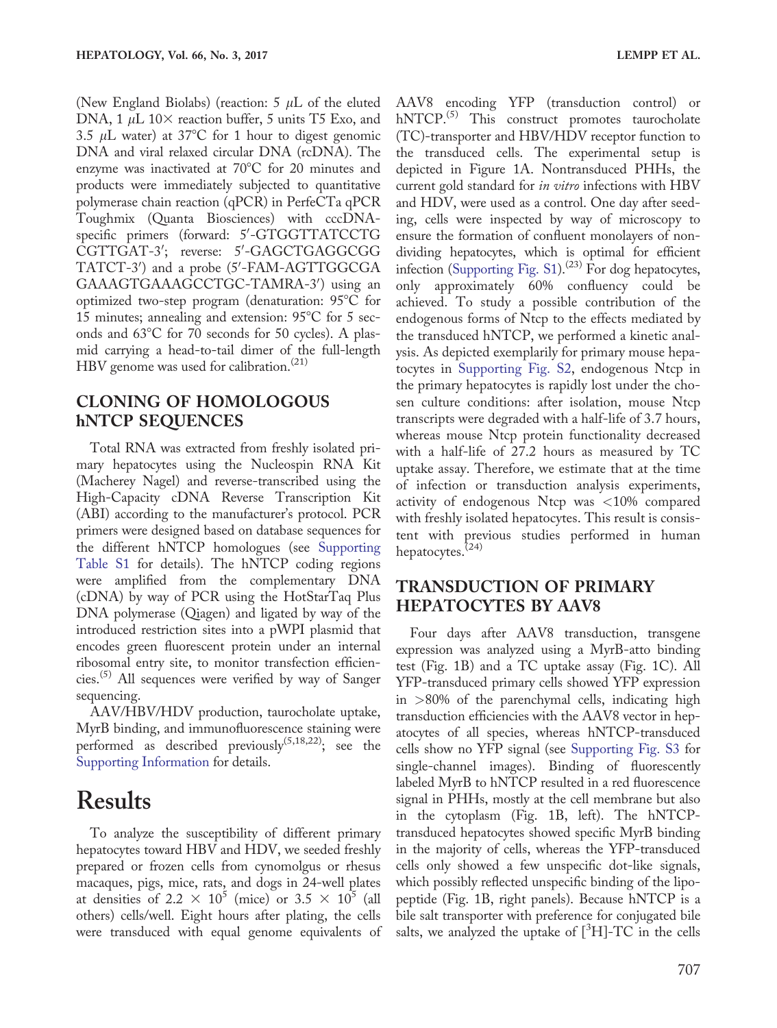(New England Biolabs) (reaction: 5 μL of the eluted DNA, 1 μL 10× reaction buffer, 5 units T5 Exo, and 3.5 μL water) at 37°C for 1 hour to digest genomic DNA and viral relaxed circular DNA (rcDNA). The enzyme was inactivated at 70°C for 20 minutes and products were immediately subjected to quantitative polymerase chain reaction (qPCR) in PerfeCTa qPCR Toughmix (Quanta Biosciences) with cccDNA-specific primers (forward: 5′-GTGGTTATCCTG CGTTGAT-3′; reverse: 5′-GAGCTGAGGCGG TATCT-3′) and a probe (5′-FAM-AGTTGGCGA GAAAGTGAAAGCCTGC-TAMRA-3′) using an optimized two-step program (denaturation: 95°C for 15 minutes; annealing and extension: 95°C for 5 seconds and 63°C for 70 seconds for 50 cycles). A plasmid carrying a head-to-tail dimer of the full-length HBV genome was used for calibration.[21]

## CLONING OF HOMOLOGOUS hNTCP SEQUENCES

Total RNA was extracted from freshly isolated primary hepatocytes using the Nucleospin RNA Kit (Macherey Nagel) and reverse-transcribed using the High-Capacity cDNA Reverse Transcription Kit (ABI) according to the manufacturer's protocol. PCR primers were designed based on database sequences for the different hNTCP homologues (see Supporting Table S1 for details). The hNTCP coding regions were amplified from the complementary DNA (cDNA) by way of PCR using the HotStarTaq Plus DNA polymerase (Qiagen) and ligated by way of the introduced restriction sites into a pWPI plasmid that encodes green fluorescent protein under an internal ribosomal entry site, to monitor transfection efficiencies.[5] All sequences were verified by way of Sanger sequencing.

AAV/HBV/HDV production, taurocholate uptake, MyrB binding, and immunofluorescence staining were performed as described previously[5,18,22]; see the Supporting Information for details.

# Results

To analyze the susceptibility of different primary hepatocytes toward HBV and HDV, we seeded freshly prepared or frozen cells from cynomolgus or rhesus macaques, pigs, mice, rats, and dogs in 24-well plates at densities of $2.2 \times 10^5$ (mice) or $3.5 \times 10^5$ (all others) cells/well. Eight hours after plating, the cells were transduced with equal genome equivalents of AAV8 encoding YFP (transduction control) or hNTCP.[5] This construct promotes taurocholate (TC)-transporter and HBV/HDV receptor function to the transduced cells. The experimental setup is depicted in Figure 1A. Nontransduced PHHs, the current gold standard for *in vitro* infections with HBV and HDV, were used as a control. One day after seeding, cells were inspected by way of microscopy to ensure the formation of confluent monolayers of nondividing hepatocytes, which is optimal for efficient infection (Supporting Fig. S1).[23] For dog hepatocytes, only approximately 60% confluency could be achieved. To study a possible contribution of the endogenous forms of Ntcp to the effects mediated by the transduced hNTCP, we performed a kinetic analysis. As depicted exemplarily for primary mouse hepatocytes in Supporting Fig. S2, endogenous Ntcp in the primary hepatocytes is rapidly lost under the chosen culture conditions: after isolation, mouse Ntcp transcripts were degraded with a half-life of 3.7 hours, whereas mouse Ntcp protein functionality decreased with a half-life of 27.2 hours as measured by TC uptake assay. Therefore, we estimate that at the time of infection or transduction analysis experiments, activity of endogenous Ntcp was <10% compared with freshly isolated hepatocytes. This result is consistent with previous studies performed in human hepatocytes.[24]

## TRANSDUCTION OF PRIMARY HEPATOCYTES BY AAV8

Four days after AAV8 transduction, transgene expression was analyzed using a MyrB-atto binding test (Fig. 1B) and a TC uptake assay (Fig. 1C). All YFP-transduced primary cells showed YFP expression in >80% of the parenchymal cells, indicating high transduction efficiencies with the AAV8 vector in hepatocytes of all species, whereas hNTCP-transduced cells show no YFP signal (see Supporting Fig. S3 for single-channel images). Binding of fluorescently labeled MyrB to hNTCP resulted in a red fluorescence signal in PHHs, mostly at the cell membrane but also in the cytoplasm (Fig. 1B, left). The hNTCP-transduced hepatocytes showed specific MyrB binding in the majority of cells, whereas the YFP-transduced cells only showed a few unspecific dot-like signals, which possibly reflected unspecific binding of the lipopeptide (Fig. 1B, right panels). Because hNTCP is a bile salt transporter with preference for conjugated bile salts, we analyzed the uptake of [$^3$H]-TC in the cells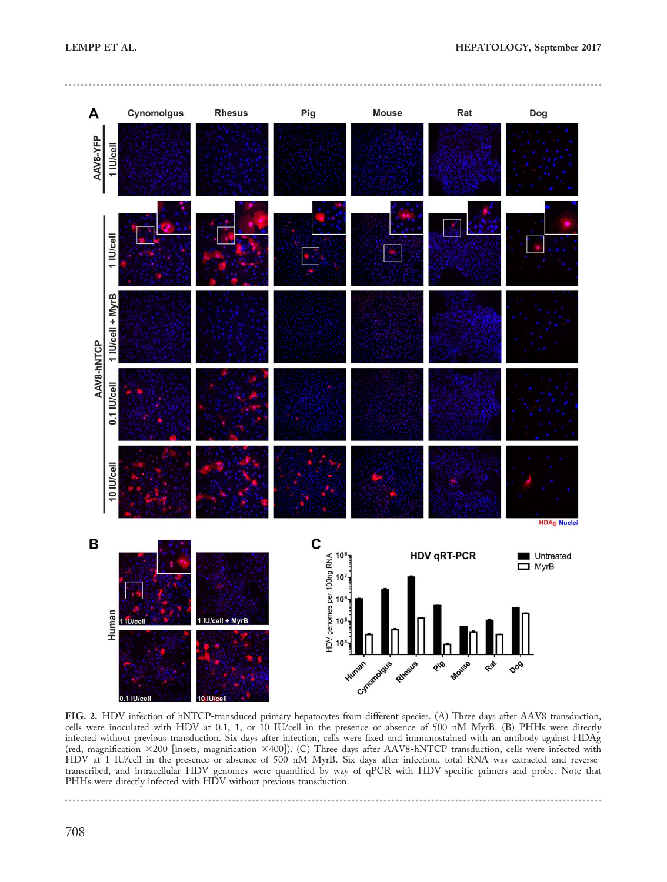**FIG. 2.** HDV infection of hNTCP-transduced primary hepatocytes from different species. (A) Three days after AAV8 transduction, cells were inoculated with HDV at 0.1, 1, or 10 IU/cell in the presence or absence of 500 nM MyrB. (B) PHHs were directly infected without previous transduction. Six days after infection, cells were fixed and immunostained with an antibody against HDAg (red, magnification ×200 [insets, magnification ×400]). (C) Three days after AAV8-hNTCP transduction, cells were infected with HDV at 1 IU/cell in the presence or absence of 500 nM MyrB. Six days after infection, total RNA was extracted and reverse-transcribed, and intracellular HDV genomes were quantified by way of qPCR with HDV-specific primers and probe. Note that PHHs were directly infected with HDV without previous transduction.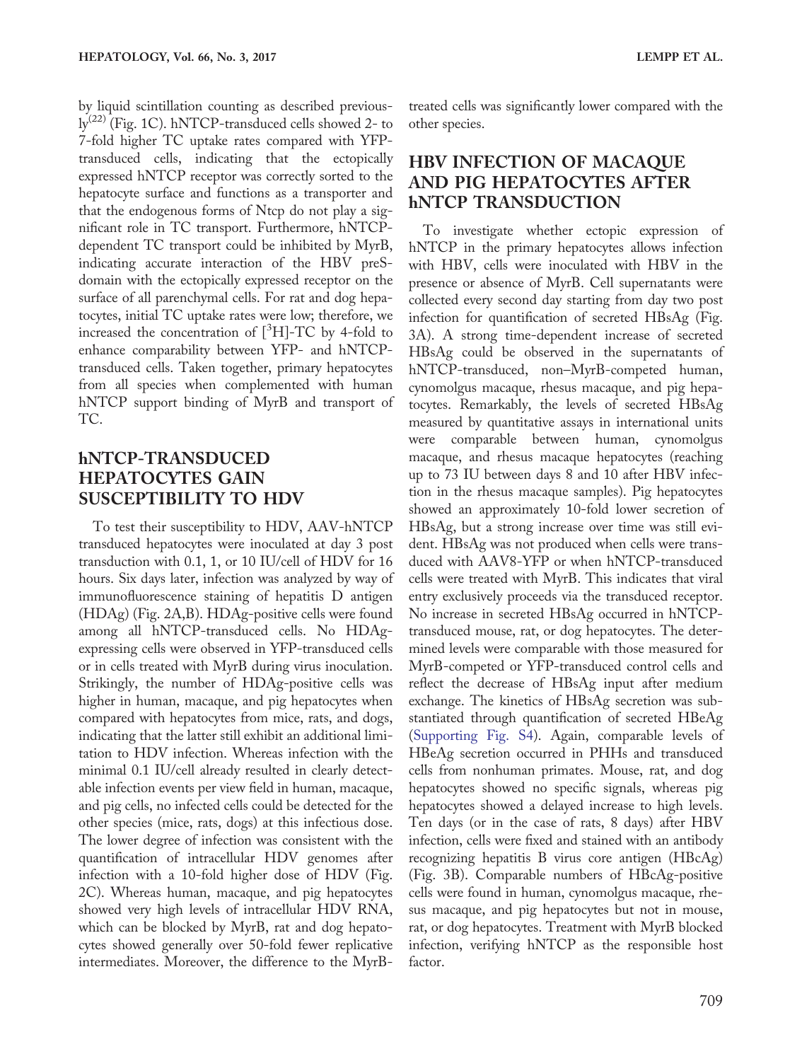by liquid scintillation counting as described previously[22] (Fig. 1C). hNTCP-transduced cells showed 2- to 7-fold higher TC uptake rates compared with YFP-transduced cells, indicating that the ectopically expressed hNTCP receptor was correctly sorted to the hepatocyte surface and functions as a transporter and that the endogenous forms of Ntcp do not play a significant role in TC transport. Furthermore, hNTCP-dependent TC transport could be inhibited by MyrB, indicating accurate interaction of the HBV preS-domain with the ectopically expressed receptor on the surface of all parenchymal cells. For rat and dog hepatocytes, initial TC uptake rates were low; therefore, we increased the concentration of [$^3$H]-TC by 4-fold to enhance comparability between YFP- and hNTCP-transduced cells. Taken together, primary hepatocytes from all species when complemented with human hNTCP support binding of MyrB and transport of TC.

## hNTCP-TRANSDUCED HEPATOCYTES GAIN SUSCEPTIBILITY TO HDV

To test their susceptibility to HDV, AAV-hNTCP transduced hepatocytes were inoculated at day 3 post transduction with 0.1, 1, or 10 IU/cell of HDV for 16 hours. Six days later, infection was analyzed by way of immunofluorescence staining of hepatitis D antigen (HDAg) (Fig. 2A,B). HDAg-positive cells were found among all hNTCP-transduced cells. No HDAg-expressing cells were observed in YFP-transduced cells or in cells treated with MyrB during virus inoculation. Strikingly, the number of HDAg-positive cells was higher in human, macaque, and pig hepatocytes when compared with hepatocytes from mice, rats, and dogs, indicating that the latter still exhibit an additional limitation to HDV infection. Whereas infection with the minimal 0.1 IU/cell already resulted in clearly detectable infection events per view field in human, macaque, and pig cells, no infected cells could be detected for the other species (mice, rats, dogs) at this infectious dose. The lower degree of infection was consistent with the quantification of intracellular HDV genomes after infection with a 10-fold higher dose of HDV (Fig. 2C). Whereas human, macaque, and pig hepatocytes showed very high levels of intracellular HDV RNA, which can be blocked by MyrB, rat and dog hepatocytes showed generally over 50-fold fewer replicative intermediates. Moreover, the difference to the MyrB-treated cells was significantly lower compared with the other species.

## HBV INFECTION OF MACAQUE AND PIG HEPATOCYTES AFTER hNTCP TRANSDUCTION

To investigate whether ectopic expression of hNTCP in the primary hepatocytes allows infection with HBV, cells were inoculated with HBV in the presence or absence of MyrB. Cell supernatants were collected every second day starting from day two post infection for quantification of secreted HBsAg (Fig. 3A). A strong time-dependent increase of secreted HBsAg could be observed in the supernatants of hNTCP-transduced, non–MyrB-competed human, cynomolgus macaque, rhesus macaque, and pig hepatocytes. Remarkably, the levels of secreted HBsAg measured by quantitative assays in international units were comparable between human, cynomolgus macaque, and rhesus macaque hepatocytes (reaching up to 73 IU between days 8 and 10 after HBV infection in the rhesus macaque samples). Pig hepatocytes showed an approximately 10-fold lower secretion of HBsAg, but a strong increase over time was still evident. HBsAg was not produced when cells were transduced with AAV8-YFP or when hNTCP-transduced cells were treated with MyrB. This indicates that viral entry exclusively proceeds via the transduced receptor. No increase in secreted HBsAg occurred in hNTCP-transduced mouse, rat, or dog hepatocytes. The determined levels were comparable with those measured for MyrB-competed or YFP-transduced control cells and reflect the decrease of HBsAg input after medium exchange. The kinetics of HBsAg secretion was substantiated through quantification of secreted HBeAg (Supporting Fig. S4). Again, comparable levels of HBeAg secretion occurred in PHHs and transduced cells from nonhuman primates. Mouse, rat, and dog hepatocytes showed no specific signals, whereas pig hepatocytes showed a delayed increase to high levels. Ten days (or in the case of rats, 8 days) after HBV infection, cells were fixed and stained with an antibody recognizing hepatitis B virus core antigen (HBcAg) (Fig. 3B). Comparable numbers of HBcAg-positive cells were found in human, cynomolgus macaque, rhesus macaque, and pig hepatocytes but not in mouse, rat, or dog hepatocytes. Treatment with MyrB blocked infection, verifying hNTCP as the responsible host factor.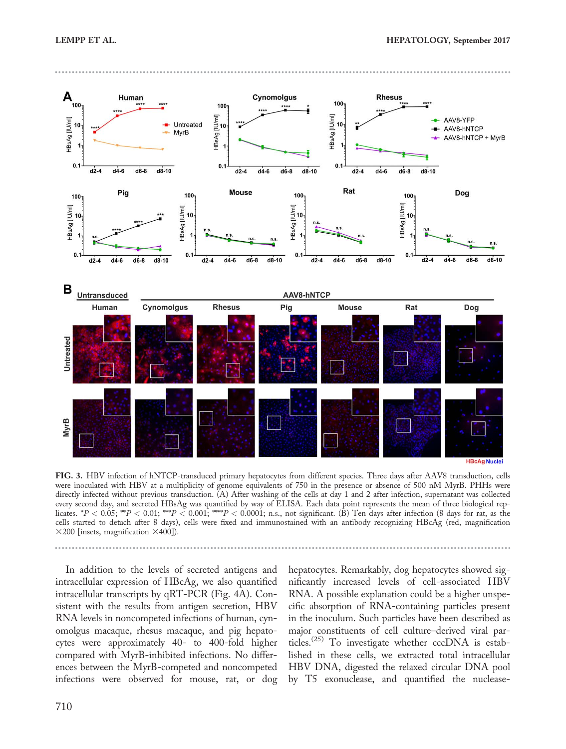**FIG. 3.** HBV infection of hNTCP-transduced primary hepatocytes from different species. Three days after AAV8 transduction, cells were inoculated with HBV at a multiplicity of genome equivalents of 750 in the presence or absence of 500 nM MyrB. PHHs were directly infected without previous transduction. (A) After washing of the cells at day 1 and 2 after infection, supernatant was collected every second day, and secreted HBsAg was quantified by way of ELISA. Each data point represents the mean of three biological replicates. *$P < 0.05$; **$P < 0.01$; ***$P < 0.001$; ****$P < 0.0001$; n.s., not significant. (B) Ten days after infection (8 days for rat, as the cells started to detach after 8 days), cells were fixed and immunostained with an antibody recognizing HBcAg (red, magnification ×200 [insets, magnification ×400]).

In addition to the levels of secreted antigens and intracellular expression of HBcAg, we also quantified intracellular transcripts by qRT-PCR (Fig. 4A). Consistent with the results from antigen secretion, HBV RNA levels in noncompeted infections of human, cynomolgus macaque, rhesus macaque, and pig hepatocytes were approximately 40- to 400-fold higher compared with MyrB-inhibited infections. No differences between the MyrB-competed and noncompeted infections were observed for mouse, rat, or dog hepatocytes. Remarkably, dog hepatocytes showed significantly increased levels of cell-associated HBV RNA. A possible explanation could be a higher unspecific absorption of RNA-containing particles present in the inoculum. Such particles have been described as major constituents of cell culture–derived viral particles.[25] To investigate whether cccDNA is established in these cells, we extracted total intracellular HBV DNA, digested the relaxed circular DNA pool by T5 exonuclease, and quantified the nuclease-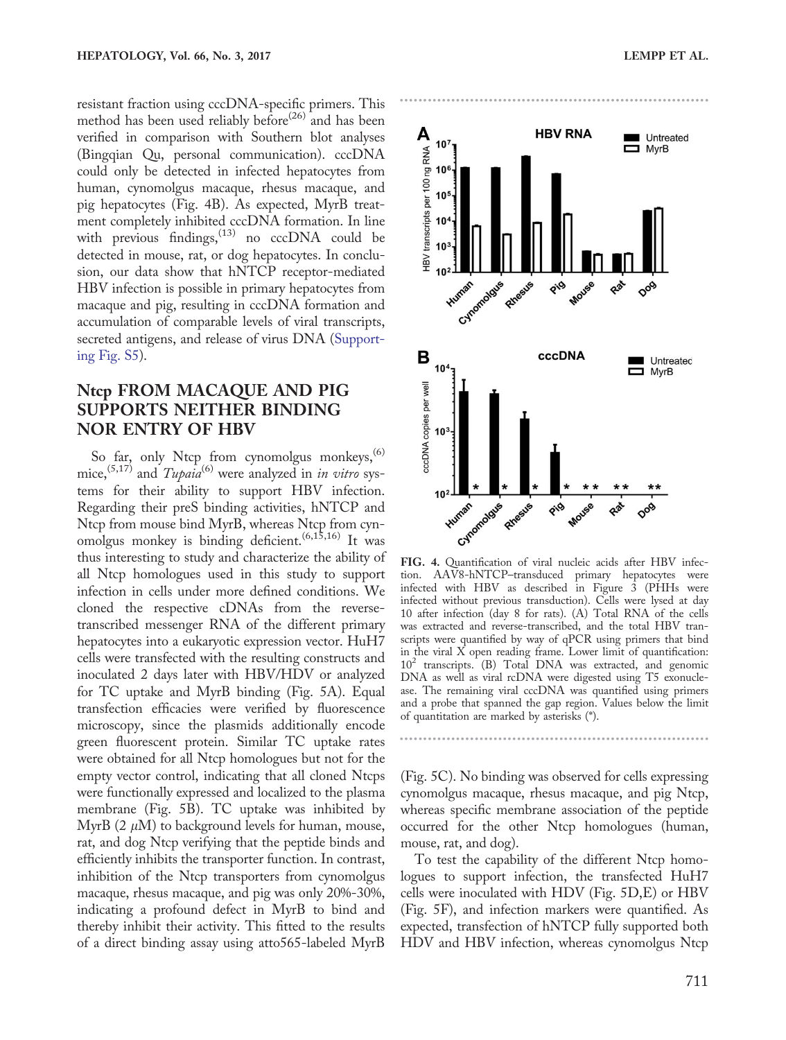resistant fraction using cccDNA-specific primers. This method has been used reliably before[26] and has been verified in comparison with Southern blot analyses (Bingqian Qu, personal communication). cccDNA could only be detected in infected hepatocytes from human, cynomolgus macaque, rhesus macaque, and pig hepatocytes (Fig. 4B). As expected, MyrB treatment completely inhibited cccDNA formation. In line with previous findings,[13] no cccDNA could be detected in mouse, rat, or dog hepatocytes. In conclusion, our data show that hNTCP receptor-mediated HBV infection is possible in primary hepatocytes from macaque and pig, resulting in cccDNA formation and accumulation of comparable levels of viral transcripts, secreted antigens, and release of virus DNA (Supporting Fig. S5).

## Ntcp FROM MACAQUE AND PIG SUPPORTS NEITHER BINDING NOR ENTRY OF HBV

So far, only Ntcp from cynomolgus monkeys,[6] mice,[5,17] and *Tupaia*[6] were analyzed in *in vitro* systems for their ability to support HBV infection. Regarding their preS binding activities, hNTCP and Ntcp from mouse bind MyrB, whereas Ntcp from cynomolgus monkey is binding deficient.[6,15,16] It was thus interesting to study and characterize the ability of all Ntcp homologues used in this study to support infection in cells under more defined conditions. We cloned the respective cDNAs from the reverse-transcribed messenger RNA of the different primary hepatocytes into a eukaryotic expression vector. HuH7 cells were transfected with the resulting constructs and inoculated 2 days later with HBV/HDV or analyzed for TC uptake and MyrB binding (Fig. 5A). Equal transfection efficacies were verified by fluorescence microscopy, since the plasmids additionally encode green fluorescent protein. Similar TC uptake rates were obtained for all Ntcp homologues but not for the empty vector control, indicating that all cloned Ntcps were functionally expressed and localized to the plasma membrane (Fig. 5B). TC uptake was inhibited by MyrB (2 $\mu$M) to background levels for human, mouse, rat, and dog Ntcp verifying that the peptide binds and efficiently inhibits the transporter function. In contrast, inhibition of the Ntcp transporters from cynomolgus macaque, rhesus macaque, and pig was only 20%-30%, indicating a profound defect in MyrB to bind and thereby inhibit their activity. This fitted to the results of a direct binding assay using atto565-labeled MyrB (Fig. 5C). No binding was observed for cells expressing cynomolgus macaque, rhesus macaque, and pig Ntcp, whereas specific membrane association of the peptide occurred for the other Ntcp homologues (human, mouse, rat, and dog).

**FIG. 4.** Quantification of viral nucleic acids after HBV infection. AAV8-hNTCP–transduced primary hepatocytes were infected with HBV as described in Figure 3 (PHHs were infected without previous transduction). Cells were lysed at day 10 after infection (day 8 for rats). (A) Total RNA of the cells was extracted and reverse-transcribed, and the total HBV transcripts were quantified by way of qPCR using primers that bind in the viral X open reading frame. Lower limit of quantification: $10^2$ transcripts. (B) Total DNA was extracted, and genomic DNA as well as viral rcDNA were digested using T5 exonuclease. The remaining viral cccDNA was quantified using primers and a probe that spanned the gap region. Values below the limit of quantitation are marked by asterisks (*).

To test the capability of the different Ntcp homologues to support infection, the transfected HuH7 cells were inoculated with HDV (Fig. 5D,E) or HBV (Fig. 5F), and infection markers were quantified. As expected, transfection of hNTCP fully supported both HDV and HBV infection, whereas cynomolgus Ntcp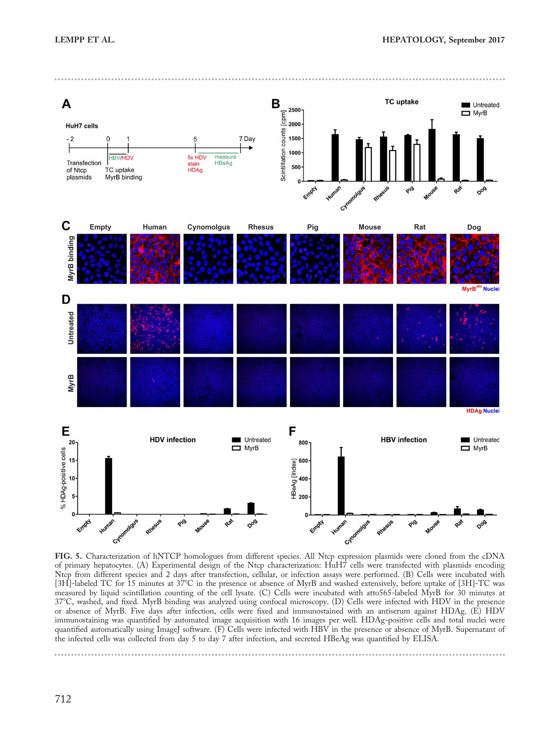**FIG. 5.** Characterization of hNTCP homologues from different species. All Ntcp expression plasmids were cloned from the cDNA of primary hepatocytes. (A) Experimental design of the Ntcp characterization: HuH7 cells were transfected with plasmids encoding Ntcp from different species and 2 days after transfection, cellular, or infection assays were performed. (B) Cells were incubated with [3H]-labeled TC for 15 minutes at 37°C in the presence or absence of MyrB and washed extensively, before uptake of [3H]-TC was measured by liquid scintillation counting of the cell lysate. (C) Cells were incubated with atto565-labeled MyrB for 30 minutes at 37°C, washed, and fixed. MyrB binding was analyzed using confocal microscopy. (D) Cells were infected with HDV in the presence or absence of MyrB. Five days after infection, cells were fixed and immunostained with an antiserum against HDAg. (E) HDV immunostaining was quantified by automated image acquisition with 16 images per well. HDAg-positive cells and total nuclei were quantified automatically using ImageJ software. (F) Cells were infected with HBV in the presence or absence of MyrB. Supernatant of the infected cells was collected from day 5 to day 7 after infection, and secreted HBeAg was quantified by ELISA.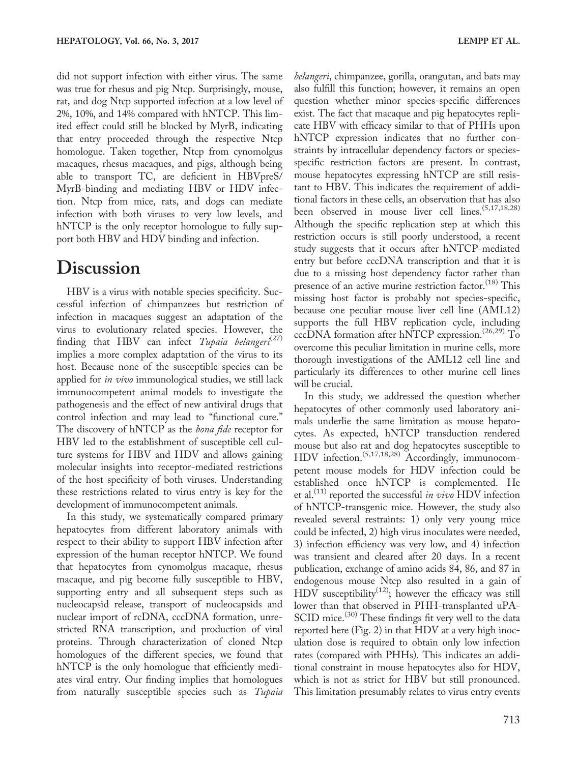did not support infection with either virus. The same was true for rhesus and pig Ntcp. Surprisingly, mouse, rat, and dog Ntcp supported infection at a low level of 2%, 10%, and 14% compared with hNTCP. This limited effect could still be blocked by MyrB, indicating that entry proceeded through the respective Ntcp homologue. Taken together, Ntcp from cynomolgus macaques, rhesus macaques, and pigs, although being able to transport TC, are deficient in HBVpreS/MyrB-binding and mediating HBV or HDV infection. Ntcp from mice, rats, and dogs can mediate infection with both viruses to very low levels, and hNTCP is the only receptor homologue to fully support both HBV and HDV binding and infection.

# Discussion

HBV is a virus with notable species specificity. Successful infection of chimpanzees but restriction of infection in macaques suggest an adaptation of the virus to evolutionary related species. However, the finding that HBV can infect *Tupaia belangeri*[27] implies a more complex adaptation of the virus to its host. Because none of the susceptible species can be applied for *in vivo* immunological studies, we still lack immunocompetent animal models to investigate the pathogenesis and the effect of new antiviral drugs that control infection and may lead to "functional cure." The discovery of hNTCP as the *bona fide* receptor for HBV led to the establishment of susceptible cell culture systems for HBV and HDV and allows gaining molecular insights into receptor-mediated restrictions of the host specificity of both viruses. Understanding these restrictions related to virus entry is key for the development of immunocompetent animals.

In this study, we systematically compared primary hepatocytes from different laboratory animals with respect to their ability to support HBV infection after expression of the human receptor hNTCP. We found that hepatocytes from cynomolgus macaque, rhesus macaque, and pig become fully susceptible to HBV, supporting entry and all subsequent steps such as nucleocapsid release, transport of nucleocapsids and nuclear import of rcDNA, cccDNA formation, unrestricted RNA transcription, and production of viral proteins. Through characterization of cloned Ntcp homologues of the different species, we found that hNTCP is the only homologue that efficiently mediates viral entry. Our finding implies that homologues from naturally susceptible species such as *Tupaia belangeri*, chimpanzee, gorilla, orangutan, and bats may also fulfill this function; however, it remains an open question whether minor species-specific differences exist. The fact that macaque and pig hepatocytes replicate HBV with efficacy similar to that of PHHs upon hNTCP expression indicates that no further constraints by intracellular dependency factors or species-specific restriction factors are present. In contrast, mouse hepatocytes expressing hNTCP are still resistant to HBV. This indicates the requirement of additional factors in these cells, an observation that has also been observed in mouse liver cell lines.[5,17,18,28] Although the specific replication step at which this restriction occurs is still poorly understood, a recent study suggests that it occurs after hNTCP-mediated entry but before cccDNA transcription and that it is due to a missing host dependency factor rather than presence of an active murine restriction factor.[18] This missing host factor is probably not species-specific, because one peculiar mouse liver cell line (AML12) supports the full HBV replication cycle, including cccDNA formation after hNTCP expression.[26,29] To overcome this peculiar limitation in murine cells, more thorough investigations of the AML12 cell line and particularly its differences to other murine cell lines will be crucial.

In this study, we addressed the question whether hepatocytes of other commonly used laboratory animals underlie the same limitation as mouse hepatocytes. As expected, hNTCP transduction rendered mouse but also rat and dog hepatocytes susceptible to HDV infection.[5,17,18,28] Accordingly, immunocompetent mouse models for HDV infection could be established once hNTCP is complemented. He et al.[11] reported the successful *in vivo* HDV infection of hNTCP-transgenic mice. However, the study also revealed several restraints: 1) only very young mice could be infected, 2) high virus inoculates were needed, 3) infection efficiency was very low, and 4) infection was transient and cleared after 20 days. In a recent publication, exchange of amino acids 84, 86, and 87 in endogenous mouse Ntcp also resulted in a gain of HDV susceptibility[12]; however the efficacy was still lower than that observed in PHH-transplanted uPA-SCID mice.[30] These findings fit very well to the data reported here (Fig. 2) in that HDV at a very high inoculation dose is required to obtain only low infection rates (compared with PHHs). This indicates an additional constraint in mouse hepatocytes also for HDV, which is not as strict for HBV but still pronounced. This limitation presumably relates to virus entry events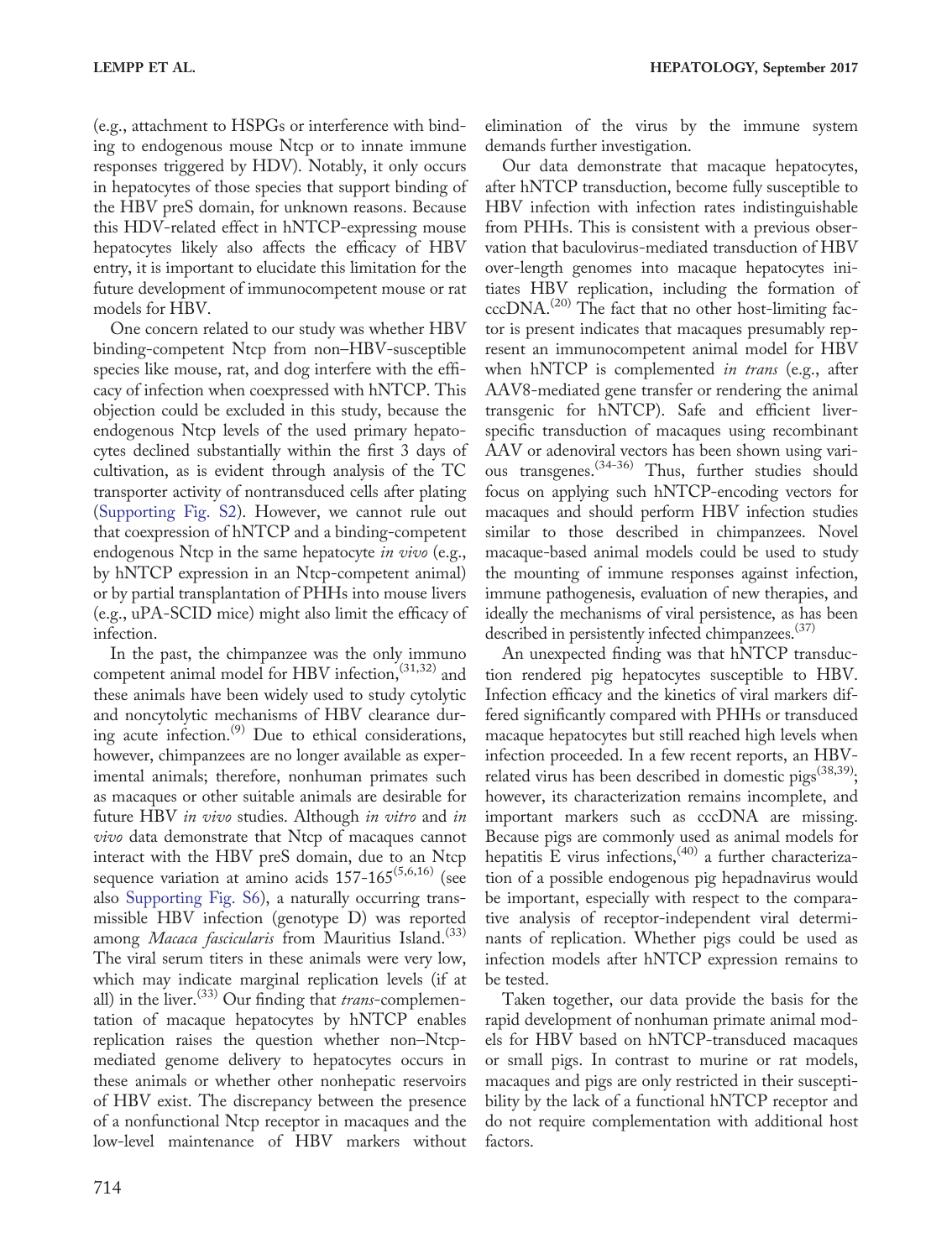(e.g., attachment to HSPGs or interference with binding to endogenous mouse Ntcp or to innate immune responses triggered by HDV). Notably, it only occurs in hepatocytes of those species that support binding of the HBV preS domain, for unknown reasons. Because this HDV-related effect in hNTCP-expressing mouse hepatocytes likely also affects the efficacy of HBV entry, it is important to elucidate this limitation for the future development of immunocompetent mouse or rat models for HBV.

One concern related to our study was whether HBV binding-competent Ntcp from non–HBV-susceptible species like mouse, rat, and dog interfere with the efficacy of infection when coexpressed with hNTCP. This objection could be excluded in this study, because the endogenous Ntcp levels of the used primary hepatocytes declined substantially within the first 3 days of cultivation, as is evident through analysis of the TC transporter activity of nontransduced cells after plating (Supporting Fig. S2). However, we cannot rule out that coexpression of hNTCP and a binding-competent endogenous Ntcp in the same hepatocyte *in vivo* (e.g., by hNTCP expression in an Ntcp-competent animal) or by partial transplantation of PHHs into mouse livers (e.g., uPA-SCID mice) might also limit the efficacy of infection.

In the past, the chimpanzee was the only immuno competent animal model for HBV infection,[31,32] and these animals have been widely used to study cytolytic and noncytolytic mechanisms of HBV clearance during acute infection.[9] Due to ethical considerations, however, chimpanzees are no longer available as experimental animals; therefore, nonhuman primates such as macaques or other suitable animals are desirable for future HBV *in vivo* studies. Although *in vitro* and *in vivo* data demonstrate that Ntcp of macaques cannot interact with the HBV preS domain, due to an Ntcp sequence variation at amino acids 157-165[5,6,16] (see also Supporting Fig. S6), a naturally occurring transmissible HBV infection (genotype D) was reported among *Macaca fascicularis* from Mauritius Island.[33] The viral serum titers in these animals were very low, which may indicate marginal replication levels (if at all) in the liver.[33] Our finding that *trans*-complementation of macaque hepatocytes by hNTCP enables replication raises the question whether non–Ntcp-mediated genome delivery to hepatocytes occurs in these animals or whether other nonhepatic reservoirs of HBV exist. The discrepancy between the presence of a nonfunctional Ntcp receptor in macaques and the low-level maintenance of HBV markers without elimination of the virus by the immune system demands further investigation.

Our data demonstrate that macaque hepatocytes, after hNTCP transduction, become fully susceptible to HBV infection with infection rates indistinguishable from PHHs. This is consistent with a previous observation that baculovirus-mediated transduction of HBV over-length genomes into macaque hepatocytes initiates HBV replication, including the formation of cccDNA.[20] The fact that no other host-limiting factor is present indicates that macaques presumably represent an immunocompetent animal model for HBV when hNTCP is complemented *in trans* (e.g., after AAV8-mediated gene transfer or rendering the animal transgenic for hNTCP). Safe and efficient liver-specific transduction of macaques using recombinant AAV or adenoviral vectors has been shown using various transgenes.[34-36] Thus, further studies should focus on applying such hNTCP-encoding vectors for macaques and should perform HBV infection studies similar to those described in chimpanzees. Novel macaque-based animal models could be used to study the mounting of immune responses against infection, immune pathogenesis, evaluation of new therapies, and ideally the mechanisms of viral persistence, as has been described in persistently infected chimpanzees.[37]

An unexpected finding was that hNTCP transduction rendered pig hepatocytes susceptible to HBV. Infection efficacy and the kinetics of viral markers differed significantly compared with PHHs or transduced macaque hepatocytes but still reached high levels when infection proceeded. In a few recent reports, an HBV-related virus has been described in domestic pigs[38,39]; however, its characterization remains incomplete, and important markers such as cccDNA are missing. Because pigs are commonly used as animal models for hepatitis E virus infections,[40] a further characterization of a possible endogenous pig hepadnavirus would be important, especially with respect to the comparative analysis of receptor-independent viral determinants of replication. Whether pigs could be used as infection models after hNTCP expression remains to be tested.

Taken together, our data provide the basis for the rapid development of nonhuman primate animal models for HBV based on hNTCP-transduced macaques or small pigs. In contrast to murine or rat models, macaques and pigs are only restricted in their susceptibility by the lack of a functional hNTCP receptor and do not require complementation with additional host factors.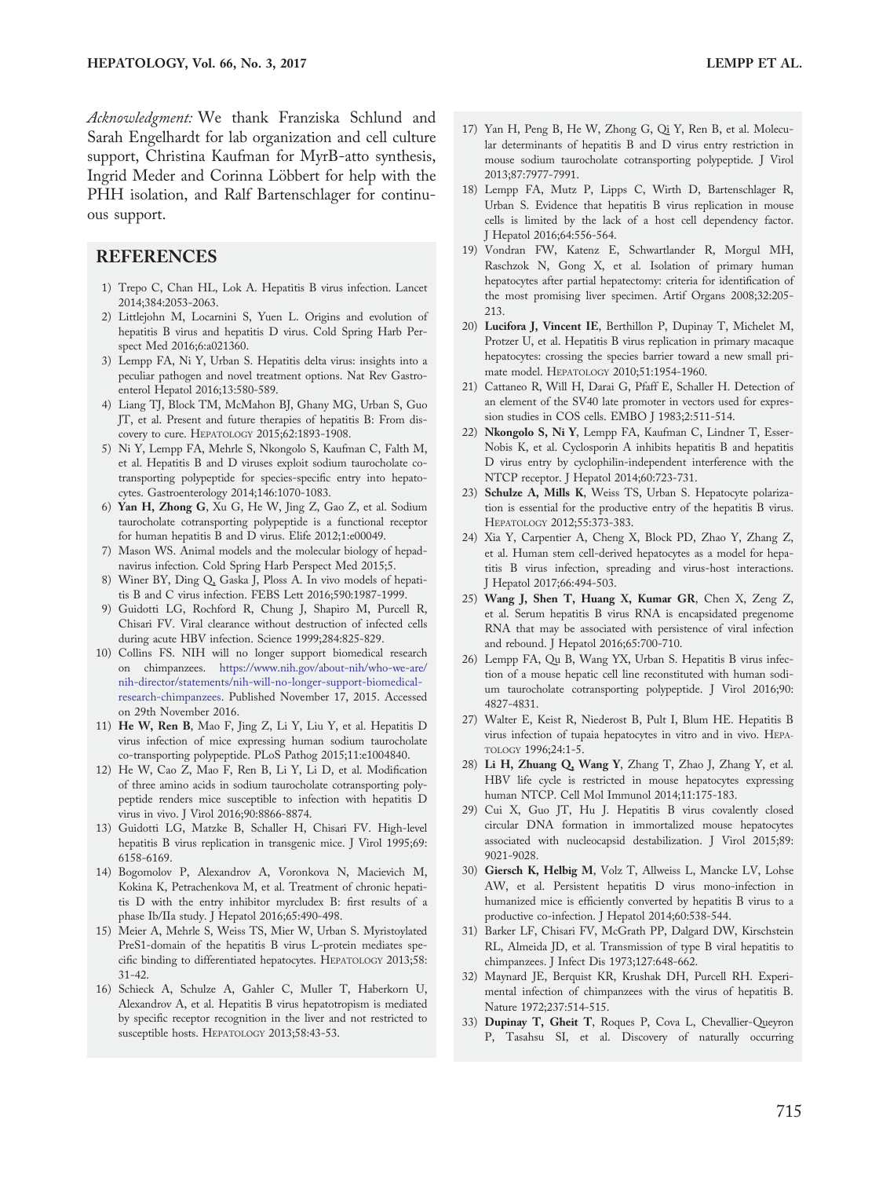*Acknowledgment:* We thank Franziska Schlund and Sarah Engelhardt for lab organization and cell culture support, Christina Kaufman for MyrB-atto synthesis, Ingrid Meder and Corinna Löbbert for help with the PHH isolation, and Ralf Bartenschlager for continuous support.

## REFERENCES

1) Trepo C, Chan HL, Lok A. Hepatitis B virus infection. Lancet 2014;384:2053-2063.
2) Littlejohn M, Locarnini S, Yuen L. Origins and evolution of hepatitis B virus and hepatitis D virus. Cold Spring Harb Perspect Med 2016;6:a021360.
3) Lempp FA, Ni Y, Urban S. Hepatitis delta virus: insights into a peculiar pathogen and novel treatment options. Nat Rev Gastroenterol Hepatol 2016;13:580-589.
4) Liang TJ, Block TM, McMahon BJ, Ghany MG, Urban S, Guo JT, et al. Present and future therapies of hepatitis B: From discovery to cure. HEPATOLOGY 2015;62:1893-1908.
5) Ni Y, Lempp FA, Mehrle S, Nkongolo S, Kaufman C, Falth M, et al. Hepatitis B and D viruses exploit sodium taurocholate co-transporting polypeptide for species-specific entry into hepatocytes. Gastroenterology 2014;146:1070-1083.
6) **Yan H, Zhong G**, Xu G, He W, Jing Z, Gao Z, et al. Sodium taurocholate cotransporting polypeptide is a functional receptor for human hepatitis B and D virus. Elife 2012;1:e00049.
7) Mason WS. Animal models and the molecular biology of hepadnavirus infection. Cold Spring Harb Perspect Med 2015;5.
8) Winer BY, Ding Q, Gaska J, Ploss A. In vivo models of hepatitis B and C virus infection. FEBS Lett 2016;590:1987-1999.
9) Guidotti LG, Rochford R, Chung J, Shapiro M, Purcell R, Chisari FV. Viral clearance without destruction of infected cells during acute HBV infection. Science 1999;284:825-829.
10) Collins FS. NIH will no longer support biomedical research on chimpanzees. https://www.nih.gov/about-nih/who-we-are/nih-director/statements/nih-will-no-longer-support-biomedical-research-chimpanzees. Published November 17, 2015. Accessed on 29th November 2016.
11) **He W, Ren B**, Mao F, Jing Z, Li Y, Liu Y, et al. Hepatitis D virus infection of mice expressing human sodium taurocholate co-transporting polypeptide. PLoS Pathog 2015;11:e1004840.
12) He W, Cao Z, Mao F, Ren B, Li Y, Li D, et al. Modification of three amino acids in sodium taurocholate cotransporting polypeptide renders mice susceptible to infection with hepatitis D virus in vivo. J Virol 2016;90:8866-8874.
13) Guidotti LG, Matzke B, Schaller H, Chisari FV. High-level hepatitis B virus replication in transgenic mice. J Virol 1995;69:6158-6169.
14) Bogomolov P, Alexandrov A, Voronkova N, Macievich M, Kokina K, Petrachenkova M, et al. Treatment of chronic hepatitis D with the entry inhibitor myrcludex B: first results of a phase Ib/IIa study. J Hepatol 2016;65:490-498.
15) Meier A, Mehrle S, Weiss TS, Mier W, Urban S. Myristoylated PreS1-domain of the hepatitis B virus L-protein mediates specific binding to differentiated hepatocytes. HEPATOLOGY 2013;58:31-42.
16) Schieck A, Schulze A, Gahler C, Muller T, Haberkorn U, Alexandrov A, et al. Hepatitis B virus hepatotropism is mediated by specific receptor recognition in the liver and not restricted to susceptible hosts. HEPATOLOGY 2013;58:43-53.
17) Yan H, Peng B, He W, Zhong G, Qi Y, Ren B, et al. Molecular determinants of hepatitis B and D virus entry restriction in mouse sodium taurocholate cotransporting polypeptide. J Virol 2013;87:7977-7991.
18) Lempp FA, Mutz P, Lipps C, Wirth D, Bartenschlager R, Urban S. Evidence that hepatitis B virus replication in mouse cells is limited by the lack of a host cell dependency factor. J Hepatol 2016;64:556-564.
19) Vondran FW, Katenz E, Schwartlander R, Morgul MH, Raschzok N, Gong X, et al. Isolation of primary human hepatocytes after partial hepatectomy: criteria for identification of the most promising liver specimen. Artif Organs 2008;32:205-213.
20) **Lucifora J, Vincent IE**, Berthillon P, Dupinay T, Michelet M, Protzer U, et al. Hepatitis B virus replication in primary macaque hepatocytes: crossing the species barrier toward a new small primate model. HEPATOLOGY 2010;51:1954-1960.
21) Cattaneo R, Will H, Darai G, Pfaff E, Schaller H. Detection of an element of the SV40 late promoter in vectors used for expression studies in COS cells. EMBO J 1983;2:511-514.
22) **Nkongolo S, Ni Y**, Lempp FA, Kaufman C, Lindner T, Esser-Nobis K, et al. Cyclosporin A inhibits hepatitis B and hepatitis D virus entry by cyclophilin-independent interference with the NTCP receptor. J Hepatol 2014;60:723-731.
23) **Schulze A, Mills K**, Weiss TS, Urban S. Hepatocyte polarization is essential for the productive entry of the hepatitis B virus. HEPATOLOGY 2012;55:373-383.
24) Xia Y, Carpentier A, Cheng X, Block PD, Zhao Y, Zhang Z, et al. Human stem cell-derived hepatocytes as a model for hepatitis B virus infection, spreading and virus-host interactions. J Hepatol 2017;66:494-503.
25) **Wang J, Shen T, Huang X, Kumar GR**, Chen X, Zeng Z, et al. Serum hepatitis B virus RNA is encapsidated pregenome RNA that may be associated with persistence of viral infection and rebound. J Hepatol 2016;65:700-710.
26) Lempp FA, Qu B, Wang YX, Urban S. Hepatitis B virus infection of a mouse hepatic cell line reconstituted with human sodium taurocholate cotransporting polypeptide. J Virol 2016;90:4827-4831.
27) Walter E, Keist R, Niederost B, Pult I, Blum HE. Hepatitis B virus infection of tupaia hepatocytes in vitro and in vivo. HEPATOLOGY 1996;24:1-5.
28) **Li H, Zhuang Q, Wang Y**, Zhang T, Zhao J, Zhang Y, et al. HBV life cycle is restricted in mouse hepatocytes expressing human NTCP. Cell Mol Immunol 2014;11:175-183.
29) Cui X, Guo JT, Hu J. Hepatitis B virus covalently closed circular DNA formation in immortalized mouse hepatocytes associated with nucleocapsid destabilization. J Virol 2015;89:9021-9028.
30) **Giersch K, Helbig M**, Volz T, Allweiss L, Mancke LV, Lohse AW, et al. Persistent hepatitis D virus mono-infection in humanized mice is efficiently converted by hepatitis B virus to a productive co-infection. J Hepatol 2014;60:538-544.
31) Barker LF, Chisari FV, McGrath PP, Dalgard DW, Kirschstein RL, Almeida JD, et al. Transmission of type B viral hepatitis to chimpanzees. J Infect Dis 1973;127:648-662.
32) Maynard JE, Berquist KR, Krushak DH, Purcell RH. Experimental infection of chimpanzees with the virus of hepatitis B. Nature 1972;237:514-515.
33) **Dupinay T, Gheit T**, Roques P, Cova L, Chevallier-Queyron P, Tasahsu SI, et al. Discovery of naturally occurring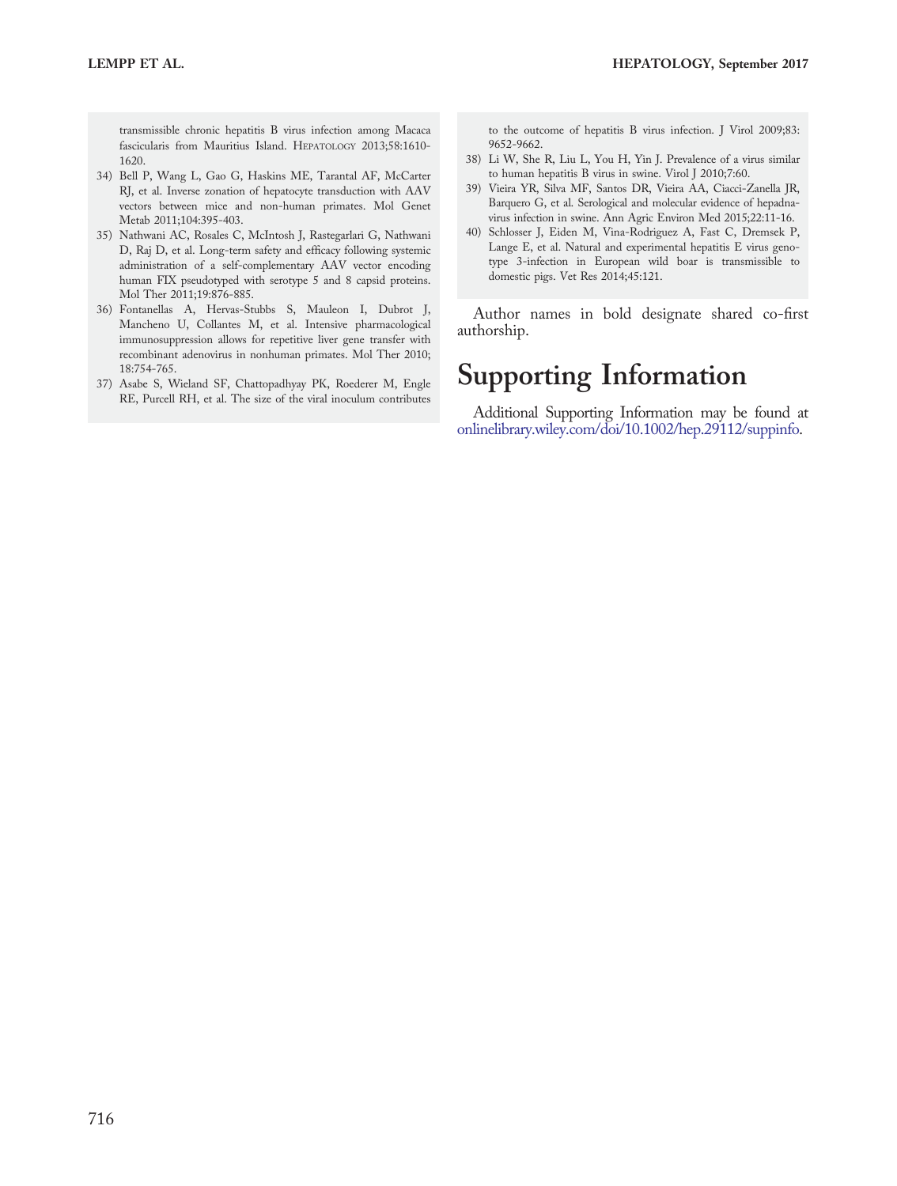transmissible chronic hepatitis B virus infection among Macaca fascicularis from Mauritius Island. HEPATOLOGY 2013;58:1610-1620.

34) Bell P, Wang L, Gao G, Haskins ME, Tarantal AF, McCarter RJ, et al. Inverse zonation of hepatocyte transduction with AAV vectors between mice and non-human primates. Mol Genet Metab 2011;104:395-403.
35) Nathwani AC, Rosales C, McIntosh J, Rastegarlari G, Nathwani D, Raj D, et al. Long-term safety and efficacy following systemic administration of a self-complementary AAV vector encoding human FIX pseudotyped with serotype 5 and 8 capsid proteins. Mol Ther 2011;19:876-885.
36) Fontanellas A, Hervas-Stubbs S, Mauleon I, Dubrot J, Mancheno U, Collantes M, et al. Intensive pharmacological immunosuppression allows for repetitive liver gene transfer with recombinant adenovirus in nonhuman primates. Mol Ther 2010; 18:754-765.
37) Asabe S, Wieland SF, Chattopadhyay PK, Roederer M, Engle RE, Purcell RH, et al. The size of the viral inoculum contributes to the outcome of hepatitis B virus infection. J Virol 2009;83: 9652-9662.
38) Li W, She R, Liu L, You H, Yin J. Prevalence of a virus similar to human hepatitis B virus in swine. Virol J 2010;7:60.
39) Vieira YR, Silva MF, Santos DR, Vieira AA, Ciacci-Zanella JR, Barquero G, et al. Serological and molecular evidence of hepadnavirus infection in swine. Ann Agric Environ Med 2015;22:11-16.
40) Schlosser J, Eiden M, Vina-Rodriguez A, Fast C, Dremsek P, Lange E, et al. Natural and experimental hepatitis E virus genotype 3-infection in European wild boar is transmissible to domestic pigs. Vet Res 2014;45:121.

Author names in bold designate shared co-first authorship.

# Supporting Information

Additional Supporting Information may be found at onlinelibrary.wiley.com/doi/10.1002/hep.29112/suppinfo.